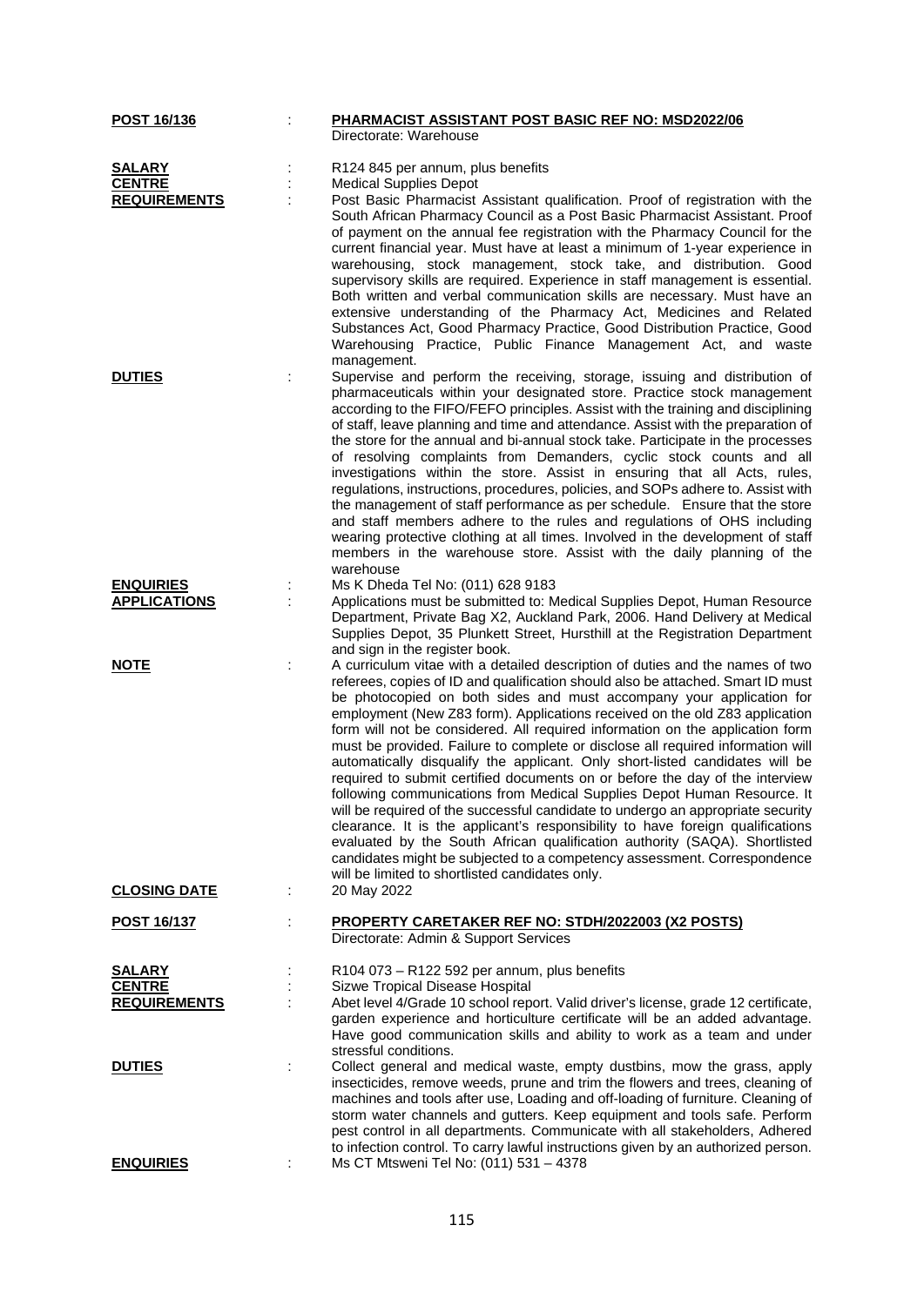**POST 16/136** : **PHARMACIST ASSISTANT POST BASIC REF NO: MSD2022/06**
Directorate: Warehouse

**SALARY** : R124 845 per annum, plus benefits

**CENTRE** : Medical Supplies Depot

**REQUIREMENTS** : Post Basic Pharmacist Assistant qualification. Proof of registration with the South African Pharmacy Council as a Post Basic Pharmacist Assistant. Proof of payment on the annual fee registration with the Pharmacy Council for the current financial year. Must have at least a minimum of 1-year experience in warehousing, stock management, stock take, and distribution. Good supervisory skills are required. Experience in staff management is essential. Both written and verbal communication skills are necessary. Must have an extensive understanding of the Pharmacy Act, Medicines and Related Substances Act, Good Pharmacy Practice, Good Distribution Practice, Good Warehousing Practice, Public Finance Management Act, and waste management.

**DUTIES** : Supervise and perform the receiving, storage, issuing and distribution of pharmaceuticals within your designated store. Practice stock management according to the FIFO/FEFO principles. Assist with the training and disciplining of staff, leave planning and time and attendance. Assist with the preparation of the store for the annual and bi-annual stock take. Participate in the processes of resolving complaints from Demanders, cyclic stock counts and all investigations within the store. Assist in ensuring that all Acts, rules, regulations, instructions, procedures, policies, and SOPs adhere to. Assist with the management of staff performance as per schedule. Ensure that the store and staff members adhere to the rules and regulations of OHS including wearing protective clothing at all times. Involved in the development of staff members in the warehouse store. Assist with the daily planning of the warehouse

**ENQUIRIES** : Ms K Dheda Tel No: (011) 628 9183

**APPLICATIONS** : Applications must be submitted to: Medical Supplies Depot, Human Resource Department, Private Bag X2, Auckland Park, 2006. Hand Delivery at Medical Supplies Depot, 35 Plunkett Street, Hursthill at the Registration Department and sign in the register book.

**NOTE** : A curriculum vitae with a detailed description of duties and the names of two referees, copies of ID and qualification should also be attached. Smart ID must be photocopied on both sides and must accompany your application for employment (New Z83 form). Applications received on the old Z83 application form will not be considered. All required information on the application form must be provided. Failure to complete or disclose all required information will automatically disqualify the applicant. Only short-listed candidates will be required to submit certified documents on or before the day of the interview following communications from Medical Supplies Depot Human Resource. It will be required of the successful candidate to undergo an appropriate security clearance. It is the applicant's responsibility to have foreign qualifications evaluated by the South African qualification authority (SAQA). Shortlisted candidates might be subjected to a competency assessment. Correspondence will be limited to shortlisted candidates only.

**CLOSING DATE** : 20 May 2022

**POST 16/137** : **PROPERTY CARETAKER REF NO: STDH/2022003 (X2 POSTS)**
Directorate: Admin & Support Services

**SALARY** : R104 073 – R122 592 per annum, plus benefits

**CENTRE** : Sizwe Tropical Disease Hospital

**REQUIREMENTS** : Abet level 4/Grade 10 school report. Valid driver's license, grade 12 certificate, garden experience and horticulture certificate will be an added advantage. Have good communication skills and ability to work as a team and under stressful conditions.

**DUTIES** : Collect general and medical waste, empty dustbins, mow the grass, apply insecticides, remove weeds, prune and trim the flowers and trees, cleaning of machines and tools after use, Loading and off-loading of furniture. Cleaning of storm water channels and gutters. Keep equipment and tools safe. Perform pest control in all departments. Communicate with all stakeholders, Adhered to infection control. To carry lawful instructions given by an authorized person.

**ENQUIRIES** : Ms CT Mtsweni Tel No: (011) 531 – 4378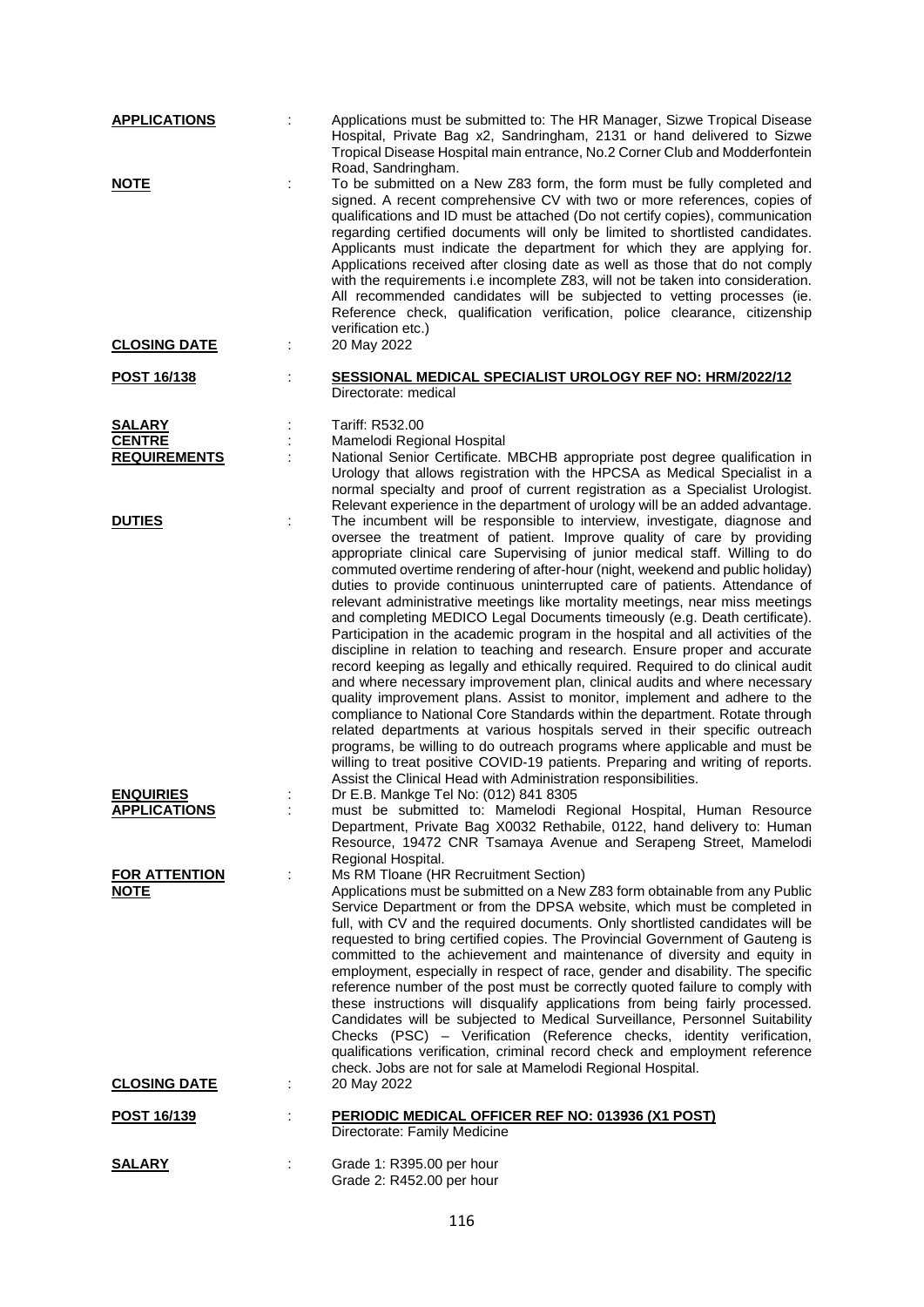**APPLICATIONS** : Applications must be submitted to: The HR Manager, Sizwe Tropical Disease Hospital, Private Bag x2, Sandringham, 2131 or hand delivered to Sizwe Tropical Disease Hospital main entrance, No.2 Corner Club and Modderfontein Road, Sandringham.

**NOTE** : To be submitted on a New Z83 form, the form must be fully completed and signed. A recent comprehensive CV with two or more references, copies of qualifications and ID must be attached (Do not certify copies), communication regarding certified documents will only be limited to shortlisted candidates. Applicants must indicate the department for which they are applying for. Applications received after closing date as well as those that do not comply with the requirements i.e incomplete Z83, will not be taken into consideration. All recommended candidates will be subjected to vetting processes (ie. Reference check, qualification verification, police clearance, citizenship verification etc.)

**CLOSING DATE** : 20 May 2022

**POST 16/138** : **SESSIONAL MEDICAL SPECIALIST UROLOGY REF NO: HRM/2022/12**
Directorate: medical

**SALARY** : Tariff: R532.00

**CENTRE** : Mamelodi Regional Hospital

**REQUIREMENTS** : National Senior Certificate. MBCHB appropriate post degree qualification in Urology that allows registration with the HPCSA as Medical Specialist in a normal specialty and proof of current registration as a Specialist Urologist. Relevant experience in the department of urology will be an added advantage.

**DUTIES** : The incumbent will be responsible to interview, investigate, diagnose and oversee the treatment of patient. Improve quality of care by providing appropriate clinical care Supervising of junior medical staff. Willing to do commuted overtime rendering of after-hour (night, weekend and public holiday) duties to provide continuous uninterrupted care of patients. Attendance of relevant administrative meetings like mortality meetings, near miss meetings and completing MEDICO Legal Documents timeously (e.g. Death certificate). Participation in the academic program in the hospital and all activities of the discipline in relation to teaching and research. Ensure proper and accurate record keeping as legally and ethically required. Required to do clinical audit and where necessary improvement plan, clinical audits and where necessary quality improvement plans. Assist to monitor, implement and adhere to the compliance to National Core Standards within the department. Rotate through related departments at various hospitals served in their specific outreach programs, be willing to do outreach programs where applicable and must be willing to treat positive COVID-19 patients. Preparing and writing of reports. Assist the Clinical Head with Administration responsibilities.

**ENQUIRIES** : Dr E.B. Mankge Tel No: (012) 841 8305

**APPLICATIONS** : must be submitted to: Mamelodi Regional Hospital, Human Resource Department, Private Bag X0032 Rethabile, 0122, hand delivery to: Human Resource, 19472 CNR Tsamaya Avenue and Serapeng Street, Mamelodi Regional Hospital.

**FOR ATTENTION** : Ms RM Tloane (HR Recruitment Section)

**NOTE** Applications must be submitted on a New Z83 form obtainable from any Public Service Department or from the DPSA website, which must be completed in full, with CV and the required documents. Only shortlisted candidates will be requested to bring certified copies. The Provincial Government of Gauteng is committed to the achievement and maintenance of diversity and equity in employment, especially in respect of race, gender and disability. The specific reference number of the post must be correctly quoted failure to comply with these instructions will disqualify applications from being fairly processed. Candidates will be subjected to Medical Surveillance, Personnel Suitability Checks (PSC) – Verification (Reference checks, identity verification, qualifications verification, criminal record check and employment reference check. Jobs are not for sale at Mamelodi Regional Hospital.

**CLOSING DATE** : 20 May 2022

**POST 16/139** : **PERIODIC MEDICAL OFFICER REF NO: 013936 (X1 POST)**
Directorate: Family Medicine

**SALARY** : Grade 1: R395.00 per hour
Grade 2: R452.00 per hour